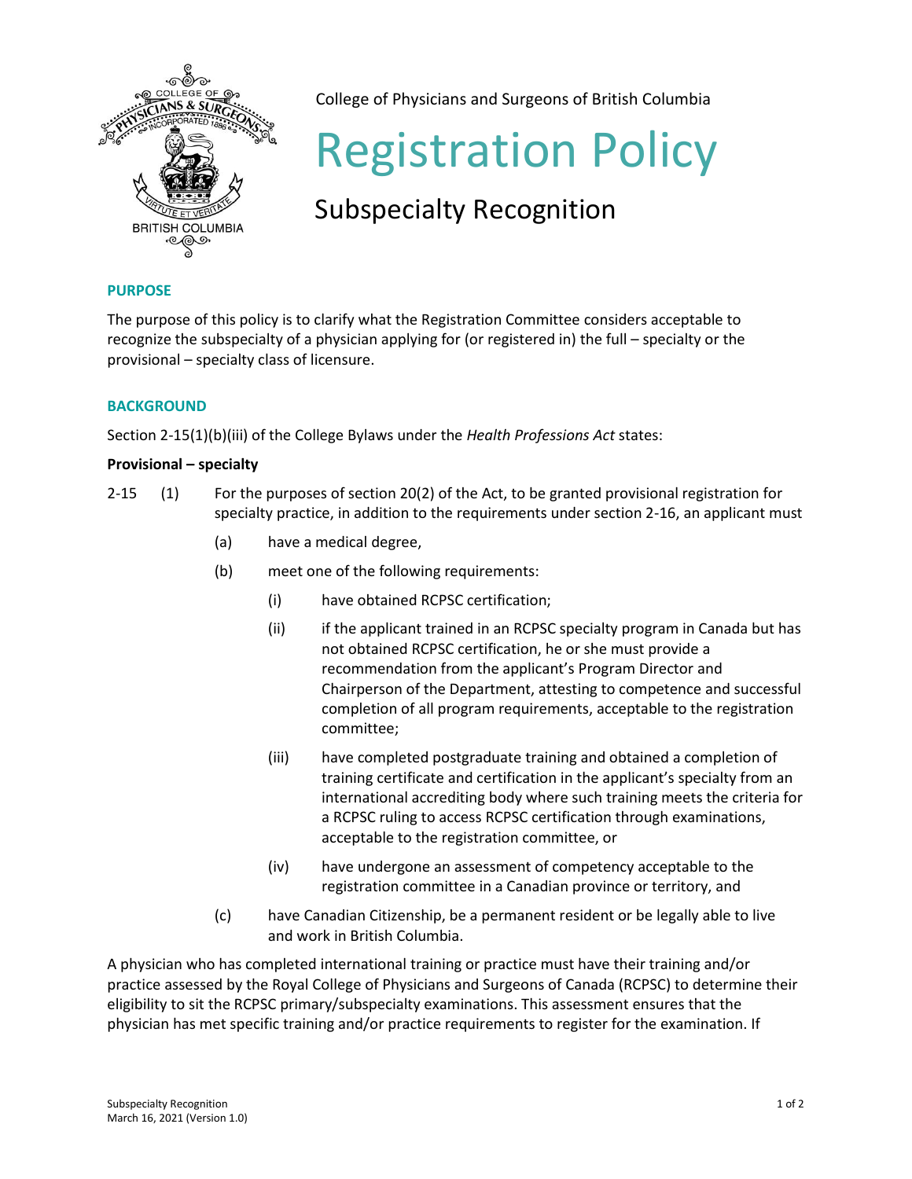College of Physicians and Surgeons of British Columbia

# Registration Policy

## Subspecialty Recognition

### PURPOSE

The purpose of this policy is to clarify what the Registration Committee considers acceptable to recognize the subspecialty of a physician applying for (or registered in) the full – specialty or the provisional – specialty class of licensure.

### BACKGROUND

Section 2-15(1)(b)(iii) of the College Bylaws under the *Health Professions Act* states:

**Provisional – specialty**

2-15 (1) For the purposes of section 20(2) of the Act, to be granted provisional registration for specialty practice, in addition to the requirements under section 2-16, an applicant must

- (a) have a medical degree,
- (b) meet one of the following requirements:
  - (i) have obtained RCPSC certification;
  - (ii) if the applicant trained in an RCPSC specialty program in Canada but has not obtained RCPSC certification, he or she must provide a recommendation from the applicant's Program Director and Chairperson of the Department, attesting to competence and successful completion of all program requirements, acceptable to the registration committee;
  - (iii) have completed postgraduate training and obtained a completion of training certificate and certification in the applicant's specialty from an international accrediting body where such training meets the criteria for a RCPSC ruling to access RCPSC certification through examinations, acceptable to the registration committee, or
  - (iv) have undergone an assessment of competency acceptable to the registration committee in a Canadian province or territory, and
- (c) have Canadian Citizenship, be a permanent resident or be legally able to live and work in British Columbia.

A physician who has completed international training or practice must have their training and/or practice assessed by the Royal College of Physicians and Surgeons of Canada (RCPSC) to determine their eligibility to sit the RCPSC primary/subspecialty examinations. This assessment ensures that the physician has met specific training and/or practice requirements to register for the examination. If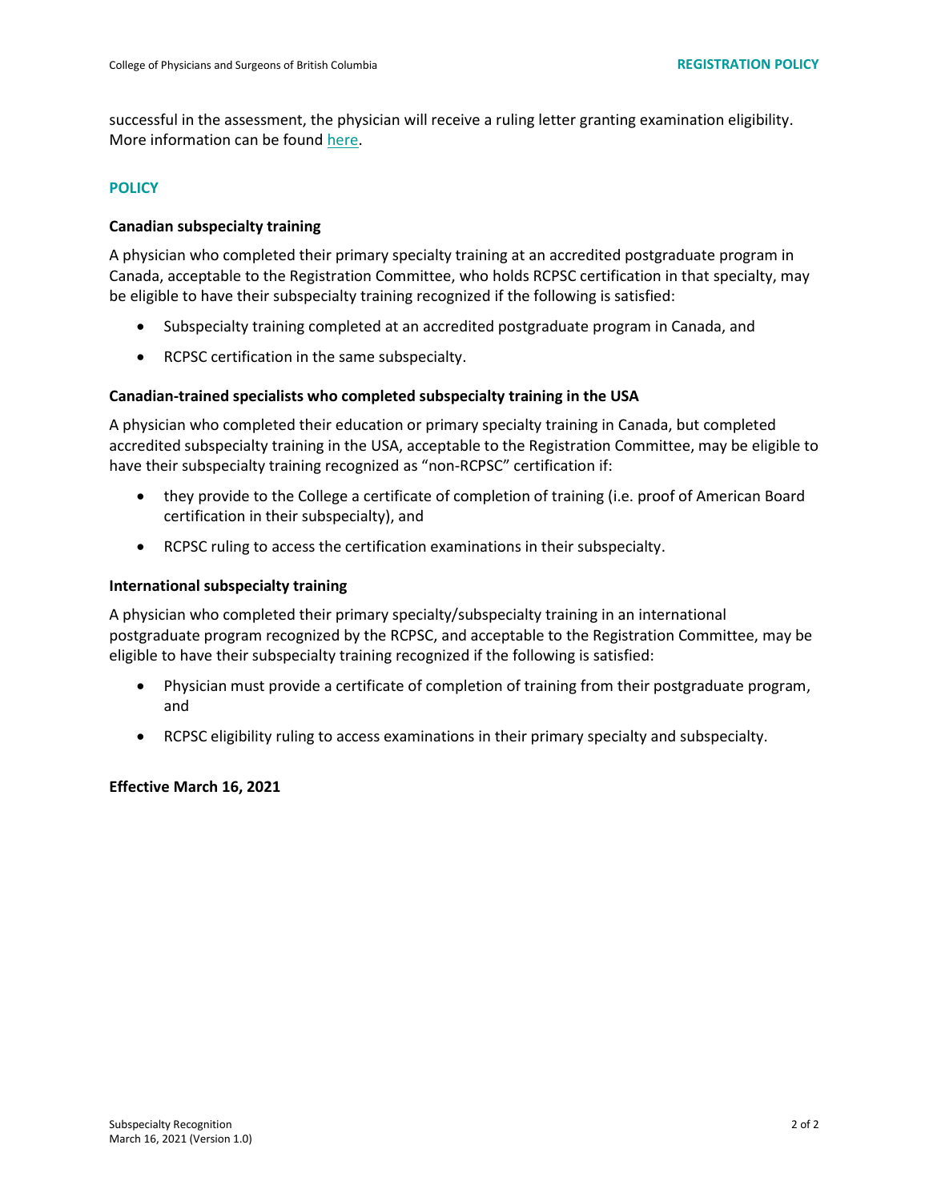successful in the assessment, the physician will receive a ruling letter granting examination eligibility. More information can be found here.

## POLICY

### Canadian subspecialty training

A physician who completed their primary specialty training at an accredited postgraduate program in Canada, acceptable to the Registration Committee, who holds RCPSC certification in that specialty, may be eligible to have their subspecialty training recognized if the following is satisfied:

- Subspecialty training completed at an accredited postgraduate program in Canada, and
- RCPSC certification in the same subspecialty.

### Canadian-trained specialists who completed subspecialty training in the USA

A physician who completed their education or primary specialty training in Canada, but completed accredited subspecialty training in the USA, acceptable to the Registration Committee, may be eligible to have their subspecialty training recognized as "non-RCPSC" certification if:

- they provide to the College a certificate of completion of training (i.e. proof of American Board certification in their subspecialty), and
- RCPSC ruling to access the certification examinations in their subspecialty.

### International subspecialty training

A physician who completed their primary specialty/subspecialty training in an international postgraduate program recognized by the RCPSC, and acceptable to the Registration Committee, may be eligible to have their subspecialty training recognized if the following is satisfied:

- Physician must provide a certificate of completion of training from their postgraduate program, and
- RCPSC eligibility ruling to access examinations in their primary specialty and subspecialty.

**Effective March 16, 2021**